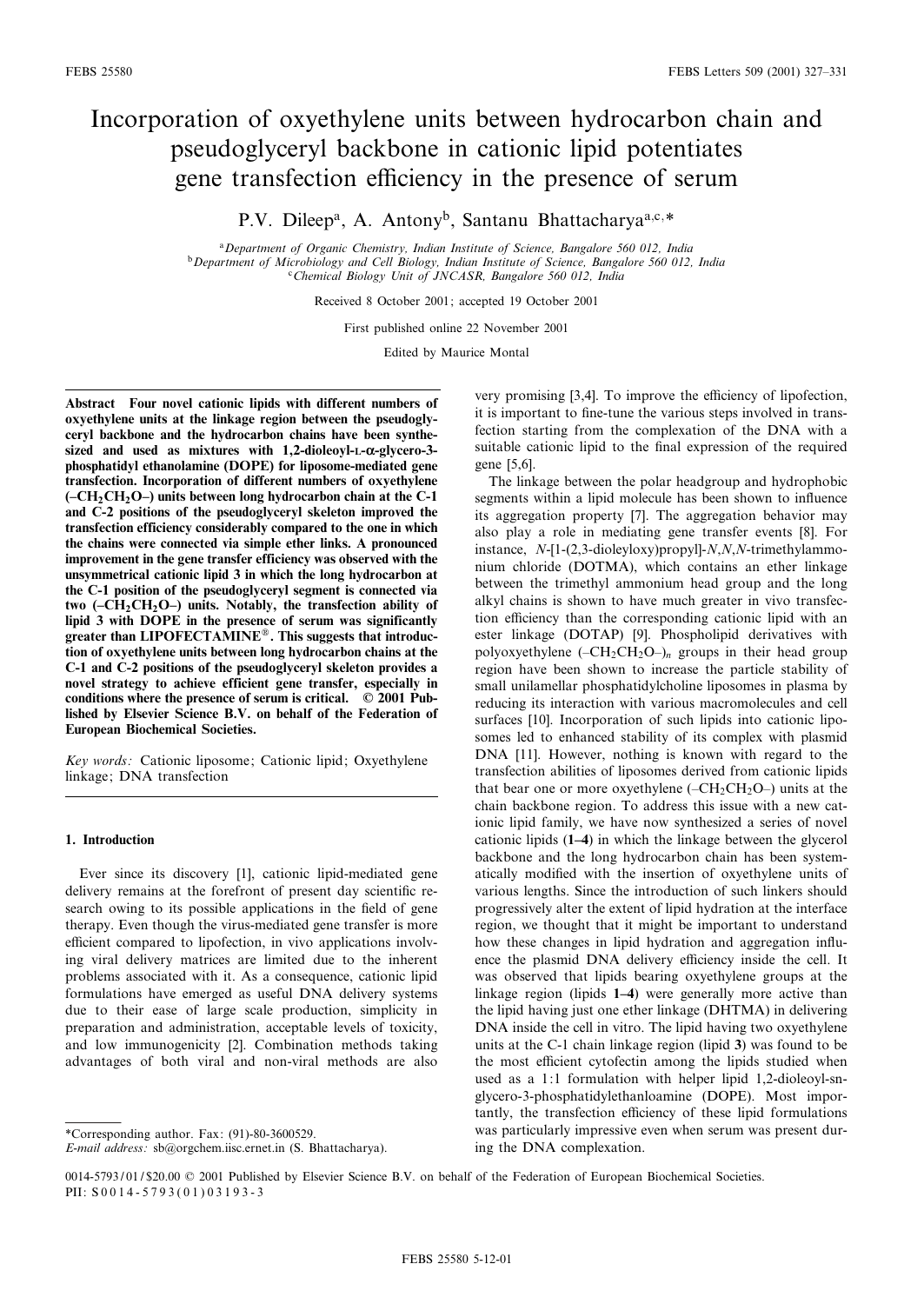# Incorporation of oxyethylene units between hydrocarbon chain and pseudoglyceryl backbone in cationic lipid potentiates gene transfection efficiency in the presence of serum

P.V. Dileep[a], A. Antony[b], Santanu Bhattacharya[a,c,*]

[a]Department of Organic Chemistry, Indian Institute of Science, Bangalore 560 012, India
[b]Department of Microbiology and Cell Biology, Indian Institute of Science, Bangalore 560 012, India
[c]Chemical Biology Unit of JNCASR, Bangalore 560 012, India

Received 8 October 2001; accepted 19 October 2001

First published online 22 November 2001

Edited by Maurice Montal

**Abstract** Four novel cationic lipids with different numbers of oxyethylene units at the linkage region between the pseudoglyceryl backbone and the hydrocarbon chains have been synthesized and used as mixtures with 1,2-dioleoyl-L-α-glycero-3-phosphatidyl ethanolamine (DOPE) for liposome-mediated gene transfection. Incorporation of different numbers of oxyethylene ($-CH_2CH_2O-$) units between long hydrocarbon chain at the C-1 and C-2 positions of the pseudoglyceryl skeleton improved the transfection efficiency considerably compared to the one in which the chains were connected via simple ether links. A pronounced improvement in the gene transfer efficiency was observed with the unsymmetrical cationic lipid **3** in which the long hydrocarbon at the C-1 position of the pseudoglyceryl segment is connected via two ($-CH_2CH_2O-$) units. Notably, the transfection ability of lipid **3** with DOPE in the presence of serum was significantly greater than LIPOFECTAMINE®. This suggests that introduction of oxyethylene units between long hydrocarbon chains at the C-1 and C-2 positions of the pseudoglyceryl skeleton provides a novel strategy to achieve efficient gene transfer, especially in conditions where the presence of serum is critical. © 2001 Published by Elsevier Science B.V. on behalf of the Federation of European Biochemical Societies.

*Key words:* Cationic liposome; Cationic lipid; Oxyethylene linkage; DNA transfection

## 1. Introduction

Ever since its discovery [1], cationic lipid-mediated gene delivery remains at the forefront of present day scientific research owing to its possible applications in the field of gene therapy. Even though the virus-mediated gene transfer is more efficient compared to lipofection, in vivo applications involving viral delivery matrices are limited due to the inherent problems associated with it. As a consequence, cationic lipid formulations have emerged as useful DNA delivery systems due to their ease of large scale production, simplicity in preparation and administration, acceptable levels of toxicity, and low immunogenicity [2]. Combination methods taking advantages of both viral and non-viral methods are also very promising [3,4]. To improve the efficiency of lipofection, it is important to fine-tune the various steps involved in transfection starting from the complexation of the DNA with a suitable cationic lipid to the final expression of the required gene [5,6].

The linkage between the polar headgroup and hydrophobic segments within a lipid molecule has been shown to influence its aggregation property [7]. The aggregation behavior may also play a role in mediating gene transfer events [8]. For instance, *N*-[1-(2,3-dioleyloxy)propyl]-*N*,*N*,*N*-trimethylammonium chloride (DOTMA), which contains an ether linkage between the trimethyl ammonium head group and the long alkyl chains is shown to have much greater in vivo transfection efficiency than the corresponding cationic lipid with an ester linkage (DOTAP) [9]. Phospholipid derivatives with polyoxyethylene ($(-CH_2CH_2O-)_n$) groups in their head group region have been shown to increase the particle stability of small unilamellar phosphatidylcholine liposomes in plasma by reducing its interaction with various macromolecules and cell surfaces [10]. Incorporation of such lipids into cationic liposomes led to enhanced stability of its complex with plasmid DNA [11]. However, nothing is known with regard to the transfection abilities of liposomes derived from cationic lipids that bear one or more oxyethylene ($-CH_2CH_2O-$) units at the chain backbone region. To address this issue with a new cationic lipid family, we have now synthesized a series of novel cationic lipids (**1–4**) in which the linkage between the glycerol backbone and the long hydrocarbon chain has been systematically modified with the insertion of oxyethylene units of various lengths. Since the introduction of such linkers should progressively alter the extent of lipid hydration at the interface region, we thought that it might be important to understand how these changes in lipid hydration and aggregation influence the plasmid DNA delivery efficiency inside the cell. It was observed that lipids bearing oxyethylene groups at the linkage region (lipids **1–4**) were generally more active than the lipid having just one ether linkage (DHTMA) in delivering DNA inside the cell in vitro. The lipid having two oxyethylene units at the C-1 chain linkage region (lipid **3**) was found to be the most efficient cytofectin among the lipids studied when used as a 1:1 formulation with helper lipid 1,2-dioleoyl-sn-glycero-3-phosphatidylethanloamine (DOPE). Most importantly, the transfection efficiency of these lipid formulations was particularly impressive even when serum was present during the DNA complexation.

*Corresponding author. Fax: (91)-80-3600529.
*E-mail address:* sb@orgchem.iisc.ernet.in (S. Bhattacharya).

0014-5793/01/$20.00 © 2001 Published by Elsevier Science B.V. on behalf of the Federation of European Biochemical Societies.
PII: S0014-5793(01)03193-3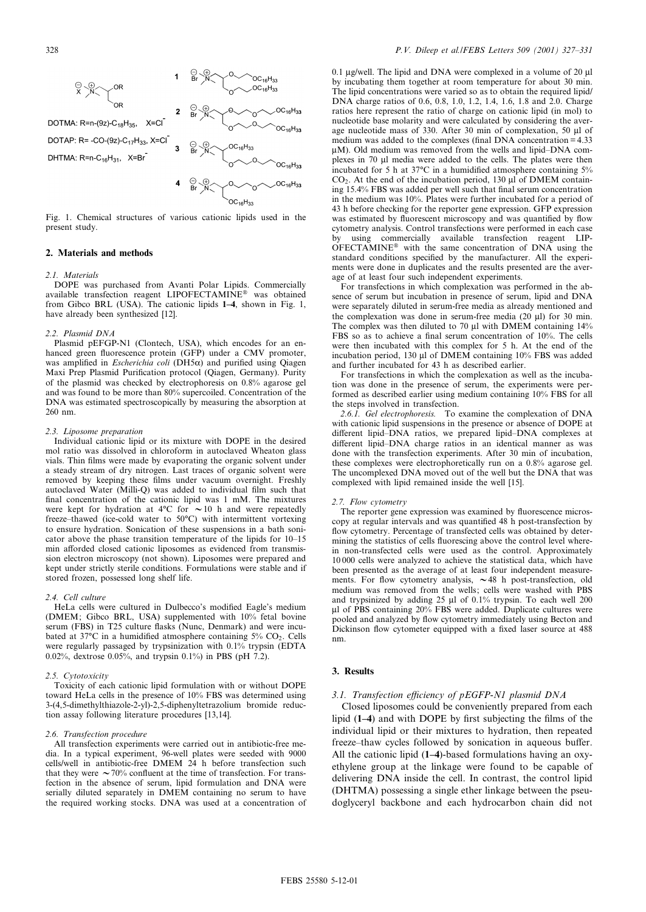Fig. 1. Chemical structures of various cationic lipids used in the present study.

## 2. Materials and methods

### 2.1. Materials

DOPE was purchased from Avanti Polar Lipids. Commercially available transfection reagent LIPOFECTAMINE® was obtained from Gibco BRL (USA). The cationic lipids **1–4**, shown in Fig. 1, have already been synthesized [12].

### 2.2. Plasmid DNA

Plasmid pEFGP-N1 (Clontech, USA), which encodes for an enhanced green fluorescence protein (GFP) under a CMV promoter, was amplified in *Escherichia coli* (DH5α) and purified using Qiagen Maxi Prep Plasmid Purification protocol (Qiagen, Germany). Purity of the plasmid was checked by electrophoresis on 0.8% agarose gel and was found to be more than 80% supercoiled. Concentration of the DNA was estimated spectroscopically by measuring the absorption at 260 nm.

### 2.3. Liposome preparation

Individual cationic lipid or its mixture with DOPE in the desired mol ratio was dissolved in chloroform in autoclaved Wheaton glass vials. Thin films were made by evaporating the organic solvent under a steady stream of dry nitrogen. Last traces of organic solvent were removed by keeping these films under vacuum overnight. Freshly autoclaved Water (Milli-Q) was added to individual film such that final concentration of the cationic lipid was 1 mM. The mixtures were kept for hydration at 4°C for ∼10 h and were repeatedly freeze–thawed (ice-cold water to 50°C) with intermittent vortexing to ensure hydration. Sonication of these suspensions in a bath sonicator above the phase transition temperature of the lipids for 10–15 min afforded closed cationic liposomes as evidenced from transmission electron microscopy (not shown). Liposomes were prepared and kept under strictly sterile conditions. Formulations were stable and if stored frozen, possessed long shelf life.

### 2.4. Cell culture

HeLa cells were cultured in Dulbecco's modified Eagle's medium (DMEM; Gibco BRL, USA) supplemented with 10% fetal bovine serum (FBS) in T25 culture flasks (Nunc, Denmark) and were incubated at 37°C in a humidified atmosphere containing 5% $CO_2$. Cells were regularly passaged by trypsinization with 0.1% trypsin (EDTA 0.02%, dextrose 0.05%, and trypsin 0.1%) in PBS (pH 7.2).

### 2.5. Cytotoxicity

Toxicity of each cationic lipid formulation with or without DOPE toward HeLa cells in the presence of 10% FBS was determined using 3-(4,5-dimethylthiazole-2-yl)-2,5-diphenyltetrazolium bromide reduction assay following literature procedures [13,14].

### 2.6. Transfection procedure

All transfection experiments were carried out in antibiotic-free media. In a typical experiment, 96-well plates were seeded with 9000 cells/well in antibiotic-free DMEM 24 h before transfection such that they were ∼70% confluent at the time of transfection. For transfection in the absence of serum, lipid formulation and DNA were serially diluted separately in DMEM containing no serum to have the required working stocks. DNA was used at a concentration of 0.1 μg/well. The lipid and DNA were complexed in a volume of 20 μl by incubating them together at room temperature for about 30 min. The lipid concentrations were varied so as to obtain the required lipid/DNA charge ratios of 0.6, 0.8, 1.0, 1.2, 1.4, 1.6, 1.8 and 2.0. Charge ratios here represent the ratio of charge on cationic lipid (in mol) to nucleotide base molarity and were calculated by considering the average nucleotide mass of 330. After 30 min of complexation, 50 μl of medium was added to the complexes (final DNA concentration = 4.33 μM). Old medium was removed from the wells and lipid–DNA complexes in 70 μl media were added to the cells. The plates were then incubated for 5 h at 37°C in a humidified atmosphere containing 5% $CO_2$. At the end of the incubation period, 130 μl of DMEM containing 15.4% FBS was added per well such that final serum concentration in the medium was 10%. Plates were further incubated for a period of 43 h before checking for the reporter gene expression. GFP expression was estimated by fluorescent microscopy and was quantified by flow cytometry analysis. Control transfections were performed in each case by using commercially available transfection reagent LIPOFECTAMINE® with the same concentration of DNA using the standard conditions specified by the manufacturer. All the experiments were done in duplicates and the results presented are the average of at least four such independent experiments.

For transfections in which complexation was performed in the absence of serum but incubation in presence of serum, lipid and DNA were separately diluted in serum-free media as already mentioned and the complexation was done in serum-free media (20 μl) for 30 min. The complex was then diluted to 70 μl with DMEM containing 14% FBS so as to achieve a final serum concentration of 10%. The cells were then incubated with this complex for 5 h. At the end of the incubation period, 130 μl of DMEM containing 10% FBS was added and further incubated for 43 h as described earlier.

For transfections in which the complexation as well as the incubation was done in the presence of serum, the experiments were performed as described earlier using medium containing 10% FBS for all the steps involved in transfection.

*2.6.1. Gel electrophoresis.* To examine the complexation of DNA with cationic lipid suspensions in the presence or absence of DOPE at different lipid–DNA ratios, we prepared lipid–DNA complexes at different lipid–DNA charge ratios in an identical manner as was done with the transfection experiments. After 30 min of incubation, these complexes were electrophoretically run on a 0.8% agarose gel. The uncomplexed DNA moved out of the well but the DNA that was complexed with lipid remained inside the well [15].

### 2.7. Flow cytometry

The reporter gene expression was examined by fluorescence microscopy at regular intervals and was quantified 48 h post-transfection by flow cytometry. Percentage of transfected cells was obtained by determining the statistics of cells fluorescing above the control level wherein non-transfected cells were used as the control. Approximately 10 000 cells were analyzed to achieve the statistical data, which have been presented as the average of at least four independent measurements. For flow cytometry analysis, ∼48 h post-transfection, old medium was removed from the wells; cells were washed with PBS and trypsinized by adding 25 μl of 0.1% trypsin. To each well 200 μl of PBS containing 20% FBS were added. Duplicate cultures were pooled and analyzed by flow cytometry immediately using Becton and Dickinson flow cytometer equipped with a fixed laser source at 488 nm.

## 3. Results

### 3.1. Transfection efficiency of pEGFP-N1 plasmid DNA

Closed liposomes could be conveniently prepared from each lipid (**1–4**) and with DOPE by first subjecting the films of the individual lipid or their mixtures to hydration, then repeated freeze–thaw cycles followed by sonication in aqueous buffer. All the cationic lipid (**1–4**)-based formulations having an oxyethylene group at the linkage were found to be capable of delivering DNA inside the cell. In contrast, the control lipid (DHTMA) possessing a single ether linkage between the pseudoglyceryl backbone and each hydrocarbon chain did not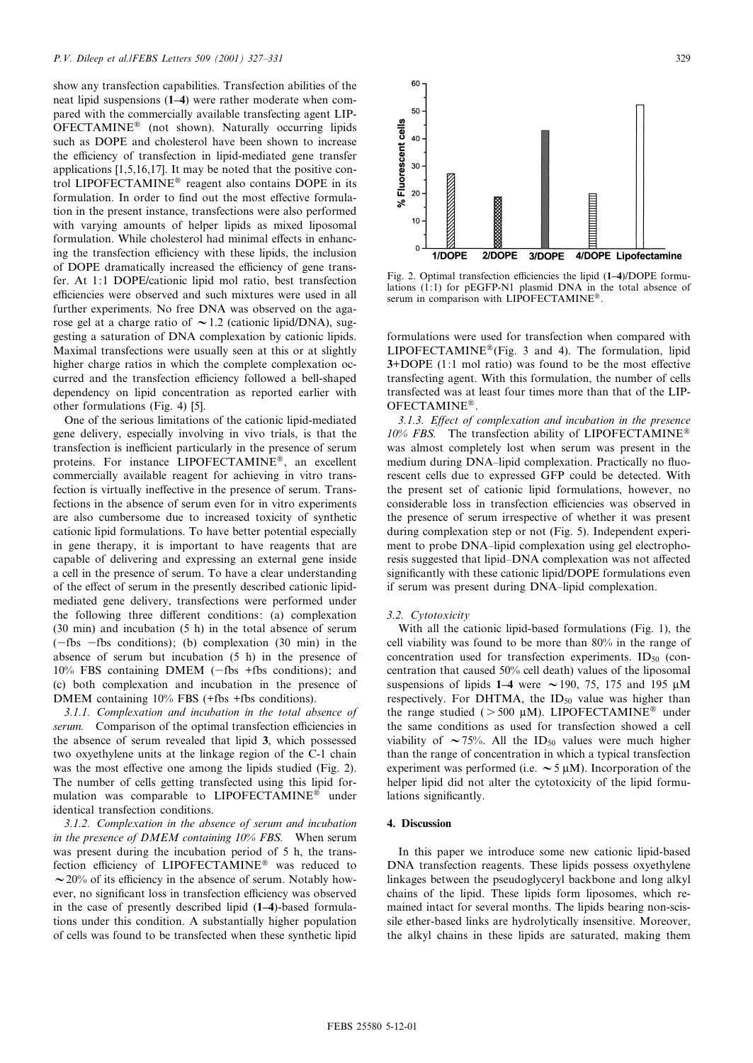show any transfection capabilities. Transfection abilities of the neat lipid suspensions (**1–4**) were rather moderate when compared with the commercially available transfecting agent LIPOFECTAMINE® (not shown). Naturally occurring lipids such as DOPE and cholesterol have been shown to increase the efficiency of transfection in lipid-mediated gene transfer applications [1,5,16,17]. It may be noted that the positive control LIPOFECTAMINE® reagent also contains DOPE in its formulation. In order to find out the most effective formulation in the present instance, transfections were also performed with varying amounts of helper lipids as mixed liposomal formulation. While cholesterol had minimal effects in enhancing the transfection efficiency with these lipids, the inclusion of DOPE dramatically increased the efficiency of gene transfer. At 1:1 DOPE/cationic lipid mol ratio, best transfection efficiencies were observed and such mixtures were used in all further experiments. No free DNA was observed on the agarose gel at a charge ratio of ~1.2 (cationic lipid/DNA), suggesting a saturation of DNA complexation by cationic lipids. Maximal transfections were usually seen at this or at slightly higher charge ratios in which the complete complexation occurred and the transfection efficiency followed a bell-shaped dependency on lipid concentration as reported earlier with other formulations (Fig. 4) [5].

One of the serious limitations of the cationic lipid-mediated gene delivery, especially involving in vivo trials, is that the transfection is inefficient particularly in the presence of serum proteins. For instance LIPOFECTAMINE®, an excellent commercially available reagent for achieving in vitro transfection is virtually ineffective in the presence of serum. Transfections in the absence of serum even for in vitro experiments are also cumbersome due to increased toxicity of synthetic cationic lipid formulations. To have better potential especially in gene therapy, it is important to have reagents that are capable of delivering and expressing an external gene inside a cell in the presence of serum. To have a clear understanding of the effect of serum in the presently described cationic lipid-mediated gene delivery, transfections were performed under the following three different conditions: (a) complexation (30 min) and incubation (5 h) in the total absence of serum (−fbs −fbs conditions); (b) complexation (30 min) in the absence of serum but incubation (5 h) in the presence of 10% FBS containing DMEM (−fbs +fbs conditions); and (c) both complexation and incubation in the presence of DMEM containing 10% FBS (+fbs +fbs conditions).

*3.1.1. Complexation and incubation in the total absence of serum.* Comparison of the optimal transfection efficiencies in the absence of serum revealed that lipid **3**, which possessed two oxyethylene units at the linkage region of the C-1 chain was the most effective one among the lipids studied (Fig. 2). The number of cells getting transfected using this lipid formulation was comparable to LIPOFECTAMINE® under identical transfection conditions.

*3.1.2. Complexation in the absence of serum and incubation in the presence of DMEM containing 10% FBS.* When serum was present during the incubation period of 5 h, the transfection efficiency of LIPOFECTAMINE® was reduced to ~20% of its efficiency in the absence of serum. Notably however, no significant loss in transfection efficiency was observed in the case of presently described lipid (**1–4**)-based formulations under this condition. A substantially higher population of cells was found to be transfected when these synthetic lipid formulations were used for transfection when compared with LIPOFECTAMINE® (Fig. 3 and 4). The formulation, lipid **3**+DOPE (1:1 mol ratio) was found to be the most effective transfecting agent. With this formulation, the number of cells transfected was at least four times more than that of the LIPOFECTAMINE®.

*3.1.3. Effect of complexation and incubation in the presence 10% FBS.* The transfection ability of LIPOFECTAMINE® was almost completely lost when serum was present in the medium during DNA–lipid complexation. Practically no fluorescent cells due to expressed GFP could be detected. With the present set of cationic lipid formulations, however, no considerable loss in transfection efficiencies was observed in the presence of serum irrespective of whether it was present during complexation step or not (Fig. 5). Independent experiment to probe DNA–lipid complexation using gel electrophoresis suggested that lipid–DNA complexation was not affected significantly with these cationic lipid/DOPE formulations even if serum was present during DNA–lipid complexation.

Fig. 2. Optimal transfection efficiencies the lipid (**1–4**)/DOPE formulations (1:1) for pEGFP-N1 plasmid DNA in the total absence of serum in comparison with LIPOFECTAMINE®.

### 3.2. Cytotoxicity

With all the cationic lipid-based formulations (Fig. 1), the cell viability was found to be more than 80% in the range of concentration used for transfection experiments. $ID_{50}$ (concentration that caused 50% cell death) values of the liposomal suspensions of lipids **1–4** were ~190, 75, 175 and 195 μM respectively. For DHTMA, the $ID_{50}$ value was higher than the range studied (>500 μM). LIPOFECTAMINE® under the same conditions as used for transfection showed a cell viability of ~75%. All the $ID_{50}$ values were much higher than the range of concentration in which a typical transfection experiment was performed (i.e. ~5 μM). Incorporation of the helper lipid did not alter the cytotoxicity of the lipid formulations significantly.

## 4. Discussion

In this paper we introduce some new cationic lipid-based DNA transfection reagents. These lipids possess oxyethylene linkages between the pseudoglyceryl backbone and long alkyl chains of the lipid. These lipids form liposomes, which remained intact for several months. The lipids bearing non-scissile ether-based links are hydrolytically insensitive. Moreover, the alkyl chains in these lipids are saturated, making them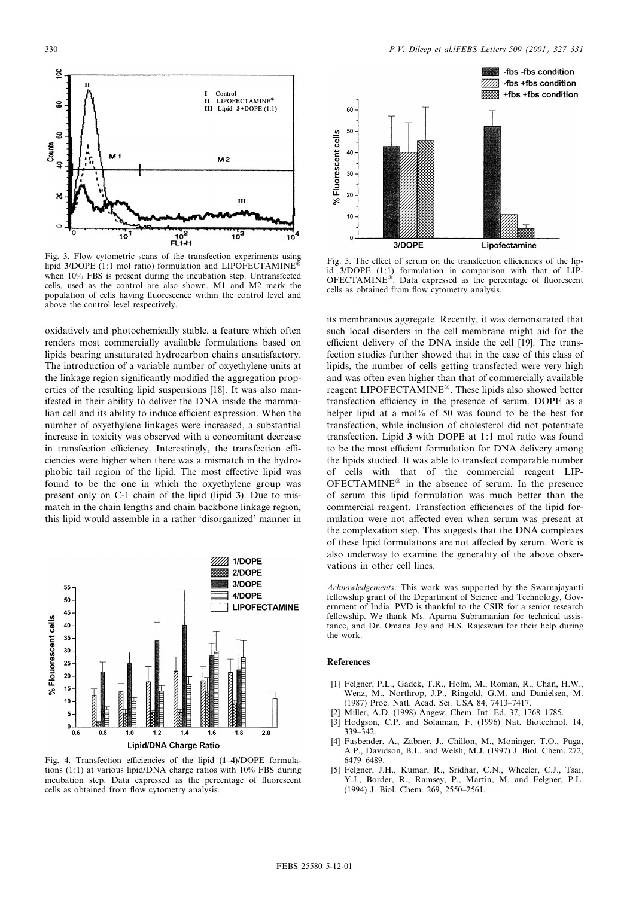Fig. 3. Flow cytometric scans of the transfection experiments using lipid **3**/DOPE (1:1 mol ratio) formulation and LIPOFECTAMINE® when 10% FBS is present during the incubation step. Untransfected cells, used as the control are also shown. M1 and M2 mark the population of cells having fluorescence within the control level and above the control level respectively.

oxidatively and photochemically stable, a feature which often renders most commercially available formulations based on lipids bearing unsaturated hydrocarbon chains unsatisfactory. The introduction of a variable number of oxyethylene units at the linkage region significantly modified the aggregation properties of the resulting lipid suspensions [18]. It was also manifested in their ability to deliver the DNA inside the mammalian cell and its ability to induce efficient expression. When the number of oxyethylene linkages were increased, a substantial increase in toxicity was observed with a concomitant decrease in transfection efficiency. Interestingly, the transfection efficiencies were higher when there was a mismatch in the hydrophobic tail region of the lipid. The most effective lipid was found to be the one in which the oxyethylene group was present only on C-1 chain of the lipid (lipid **3**). Due to mismatch in the chain lengths and chain backbone linkage region, this lipid would assemble in a rather 'disorganized' manner in

Fig. 4. Transfection efficiencies of the lipid (**1–4**)/DOPE formulations (1:1) at various lipid/DNA charge ratios with 10% FBS during incubation step. Data expressed as the percentage of fluorescent cells as obtained from flow cytometry analysis.

Fig. 5. The effect of serum on the transfection efficiencies of the lipid **3**/DOPE (1:1) formulation in comparison with that of LIPOFECTAMINE®. Data expressed as the percentage of fluorescent cells as obtained from flow cytometry analysis.

its membranous aggregate. Recently, it was demonstrated that such local disorders in the cell membrane might aid for the efficient delivery of the DNA inside the cell [19]. The transfection studies further showed that in the case of this class of lipids, the number of cells getting transfected were very high and was often even higher than that of commercially available reagent LIPOFECTAMINE®. These lipids also showed better transfection efficiency in the presence of serum. DOPE as a helper lipid at a mol% of 50 was found to be the best for transfection, while inclusion of cholesterol did not potentiate transfection. Lipid **3** with DOPE at 1:1 mol ratio was found to be the most efficient formulation for DNA delivery among the lipids studied. It was able to transfect comparable number of cells with that of the commercial reagent LIPOFECTAMINE® in the absence of serum. In the presence of serum this lipid formulation was much better than the commercial reagent. Transfection efficiencies of the lipid formulation were not affected even when serum was present at the complexation step. This suggests that the DNA complexes of these lipid formulations are not affected by serum. Work is also underway to examine the generality of the above observations in other cell lines.

*Acknowledgements:* This work was supported by the Swarnajayanti fellowship grant of the Department of Science and Technology, Government of India. PVD is thankful to the CSIR for a senior research fellowship. We thank Ms. Aparna Subramanian for technical assistance, and Dr. Omana Joy and H.S. Rajeswari for their help during the work.

## References

[1] Felgner, P.L., Gadek, T.R., Holm, M., Roman, R., Chan, H.W., Wenz, M., Northrop, J.P., Ringold, G.M. and Danielsen, M. (1987) Proc. Natl. Acad. Sci. USA 84, 7413–7417.

[2] Miller, A.D. (1998) Angew. Chem. Int. Ed. 37, 1768–1785.

[3] Hodgson, C.P. and Solaiman, F. (1996) Nat. Biotechnol. 14, 339–342.

[4] Fasbender, A., Zabner, J., Chillon, M., Moninger, T.O., Puga, A.P., Davidson, B.L. and Welsh, M.J. (1997) J. Biol. Chem. 272, 6479–6489.

[5] Felgner, J.H., Kumar, R., Sridhar, C.N., Wheeler, C.J., Tsai, Y.J., Border, R., Ramsey, P., Martin, M. and Felgner, P.L. (1994) J. Biol. Chem. 269, 2550–2561.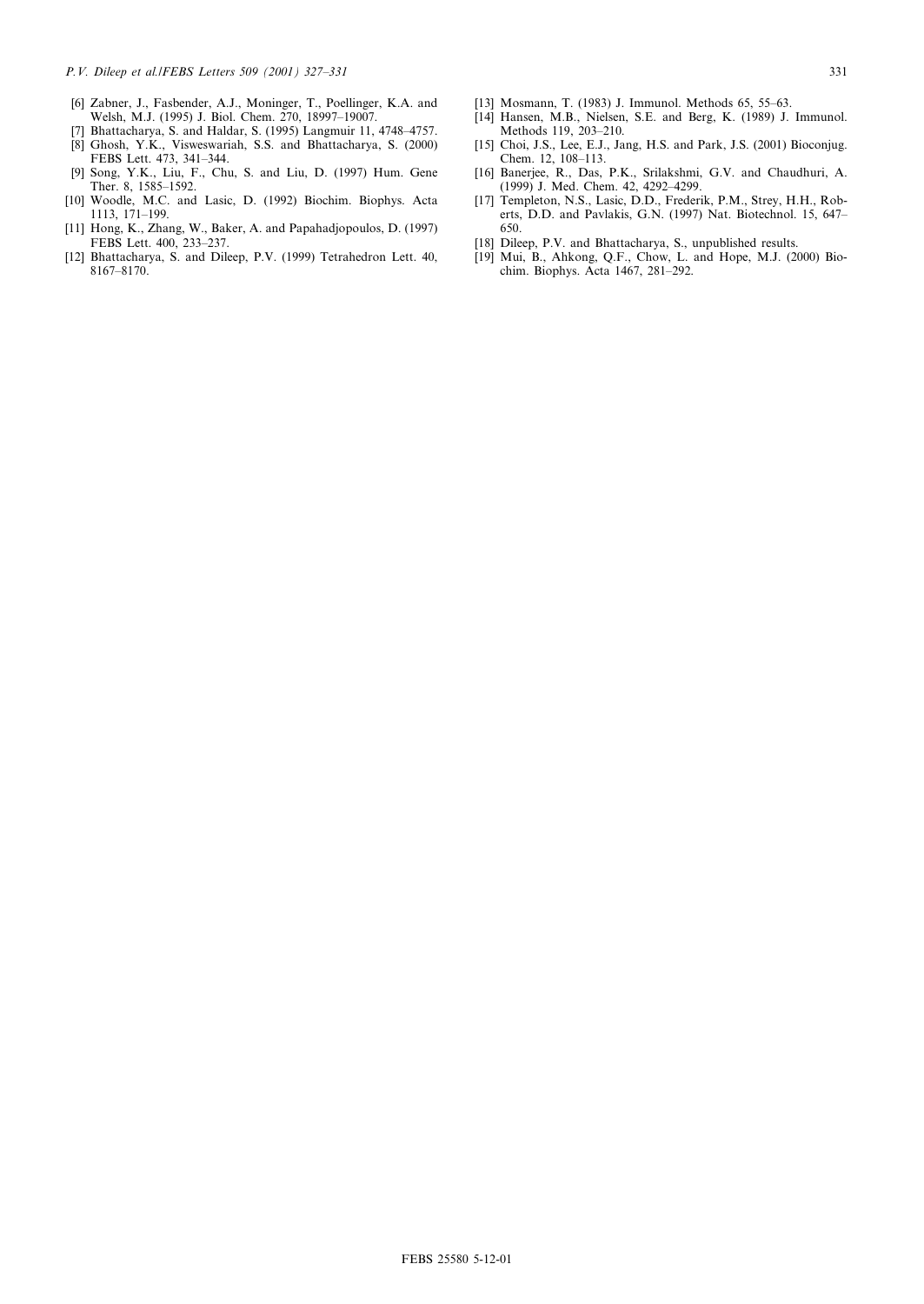[6] Zabner, J., Fasbender, A.J., Moninger, T., Poellinger, K.A. and Welsh, M.J. (1995) J. Biol. Chem. 270, 18997–19007.

[7] Bhattacharya, S. and Haldar, S. (1995) Langmuir 11, 4748–4757.

[8] Ghosh, Y.K., Visweswariah, S.S. and Bhattacharya, S. (2000) FEBS Lett. 473, 341–344.

[9] Song, Y.K., Liu, F., Chu, S. and Liu, D. (1997) Hum. Gene Ther. 8, 1585–1592.

[10] Woodle, M.C. and Lasic, D. (1992) Biochim. Biophys. Acta 1113, 171–199.

[11] Hong, K., Zhang, W., Baker, A. and Papahadjopoulos, D. (1997) FEBS Lett. 400, 233–237.

[12] Bhattacharya, S. and Dileep, P.V. (1999) Tetrahedron Lett. 40, 8167–8170.

[13] Mosmann, T. (1983) J. Immunol. Methods 65, 55–63.

[14] Hansen, M.B., Nielsen, S.E. and Berg, K. (1989) J. Immunol. Methods 119, 203–210.

[15] Choi, J.S., Lee, E.J., Jang, H.S. and Park, J.S. (2001) Bioconjug. Chem. 12, 108–113.

[16] Banerjee, R., Das, P.K., Srilakshmi, G.V. and Chaudhuri, A. (1999) J. Med. Chem. 42, 4292–4299.

[17] Templeton, N.S., Lasic, D.D., Frederik, P.M., Strey, H.H., Roberts, D.D. and Pavlakis, G.N. (1997) Nat. Biotechnol. 15, 647–650.

[18] Dileep, P.V. and Bhattacharya, S., unpublished results.

[19] Mui, B., Ahkong, Q.F., Chow, L. and Hope, M.J. (2000) Biochim. Biophys. Acta 1467, 281–292.